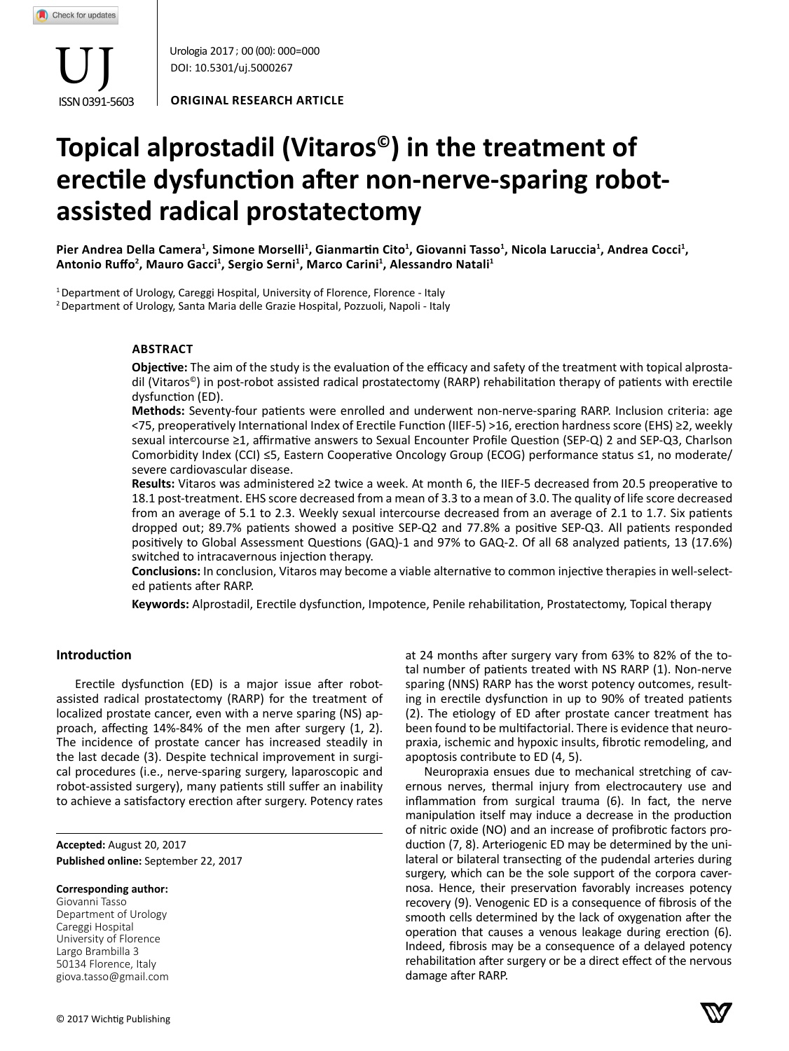ORIGINAL RESEARCH ARTICLE

# Topical alprostadil (Vitaros©) in the treatment of erectile dysfunction after non-nerve-sparing robot-assisted radical prostatectomy

**Pier Andrea Della Camera[1], Simone Morselli[1], Gianmartin Cito[1], Giovanni Tasso[1], Nicola Laruccia[1], Andrea Cocci[1], Antonio Ruffo[2], Mauro Gacci[1], Sergio Serni[1], Marco Carini[1], Alessandro Natali[1]**

[1] Department of Urology, Careggi Hospital, University of Florence, Florence - Italy
[2] Department of Urology, Santa Maria delle Grazie Hospital, Pozzuoli, Napoli - Italy

## ABSTRACT

**Objective:** The aim of the study is the evaluation of the efficacy and safety of the treatment with topical alprostadil (Vitaros©) in post-robot assisted radical prostatectomy (RARP) rehabilitation therapy of patients with erectile dysfunction (ED).

**Methods:** Seventy-four patients were enrolled and underwent non-nerve-sparing RARP. Inclusion criteria: age <75, preoperatively International Index of Erectile Function (IIEF-5) >16, erection hardness score (EHS) ≥2, weekly sexual intercourse ≥1, affirmative answers to Sexual Encounter Profile Question (SEP-Q) 2 and SEP-Q3, Charlson Comorbidity Index (CCI) ≤5, Eastern Cooperative Oncology Group (ECOG) performance status ≤1, no moderate/severe cardiovascular disease.

**Results:** Vitaros was administered ≥2 twice a week. At month 6, the IIEF-5 decreased from 20.5 preoperative to 18.1 post-treatment. EHS score decreased from a mean of 3.3 to a mean of 3.0. The quality of life score decreased from an average of 5.1 to 2.3. Weekly sexual intercourse decreased from an average of 2.1 to 1.7. Six patients dropped out; 89.7% patients showed a positive SEP-Q2 and 77.8% a positive SEP-Q3. All patients responded positively to Global Assessment Questions (GAQ)-1 and 97% to GAQ-2. Of all 68 analyzed patients, 13 (17.6%) switched to intracavernous injection therapy.

**Conclusions:** In conclusion, Vitaros may become a viable alternative to common injective therapies in well-selected patients after RARP.

**Keywords:** Alprostadil, Erectile dysfunction, Impotence, Penile rehabilitation, Prostatectomy, Topical therapy

## Introduction

Erectile dysfunction (ED) is a major issue after robot-assisted radical prostatectomy (RARP) for the treatment of localized prostate cancer, even with a nerve sparing (NS) approach, affecting 14%-84% of the men after surgery (1, 2). The incidence of prostate cancer has increased steadily in the last decade (3). Despite technical improvement in surgical procedures (i.e., nerve-sparing surgery, laparoscopic and robot-assisted surgery), many patients still suffer an inability to achieve a satisfactory erection after surgery. Potency rates at 24 months after surgery vary from 63% to 82% of the total number of patients treated with NS RARP (1). Non-nerve sparing (NNS) RARP has the worst potency outcomes, resulting in erectile dysfunction in up to 90% of treated patients (2). The etiology of ED after prostate cancer treatment has been found to be multifactorial. There is evidence that neuropraxia, ischemic and hypoxic insults, fibrotic remodeling, and apoptosis contribute to ED (4, 5).

Neuropraxia ensues due to mechanical stretching of cavernous nerves, thermal injury from electrocautery use and inflammation from surgical trauma (6). In fact, the nerve manipulation itself may induce a decrease in the production of nitric oxide (NO) and an increase of profibrotic factors production (7, 8). Arteriogenic ED may be determined by the unilateral or bilateral transecting of the pudendal arteries during surgery, which can be the sole support of the corpora cavernosa. Hence, their preservation favorably increases potency recovery (9). Venogenic ED is a consequence of fibrosis of the smooth cells determined by the lack of oxygenation after the operation that causes a venous leakage during erection (6). Indeed, fibrosis may be a consequence of a delayed potency rehabilitation after surgery or be a direct effect of the nervous damage after RARP.

**Accepted:** August 20, 2017
**Published online:** September 22, 2017

**Corresponding author:**
Giovanni Tasso
Department of Urology
Careggi Hospital
University of Florence
Largo Brambilla 3
50134 Florence, Italy
giova.tasso@gmail.com

© 2017 Wichtig Publishing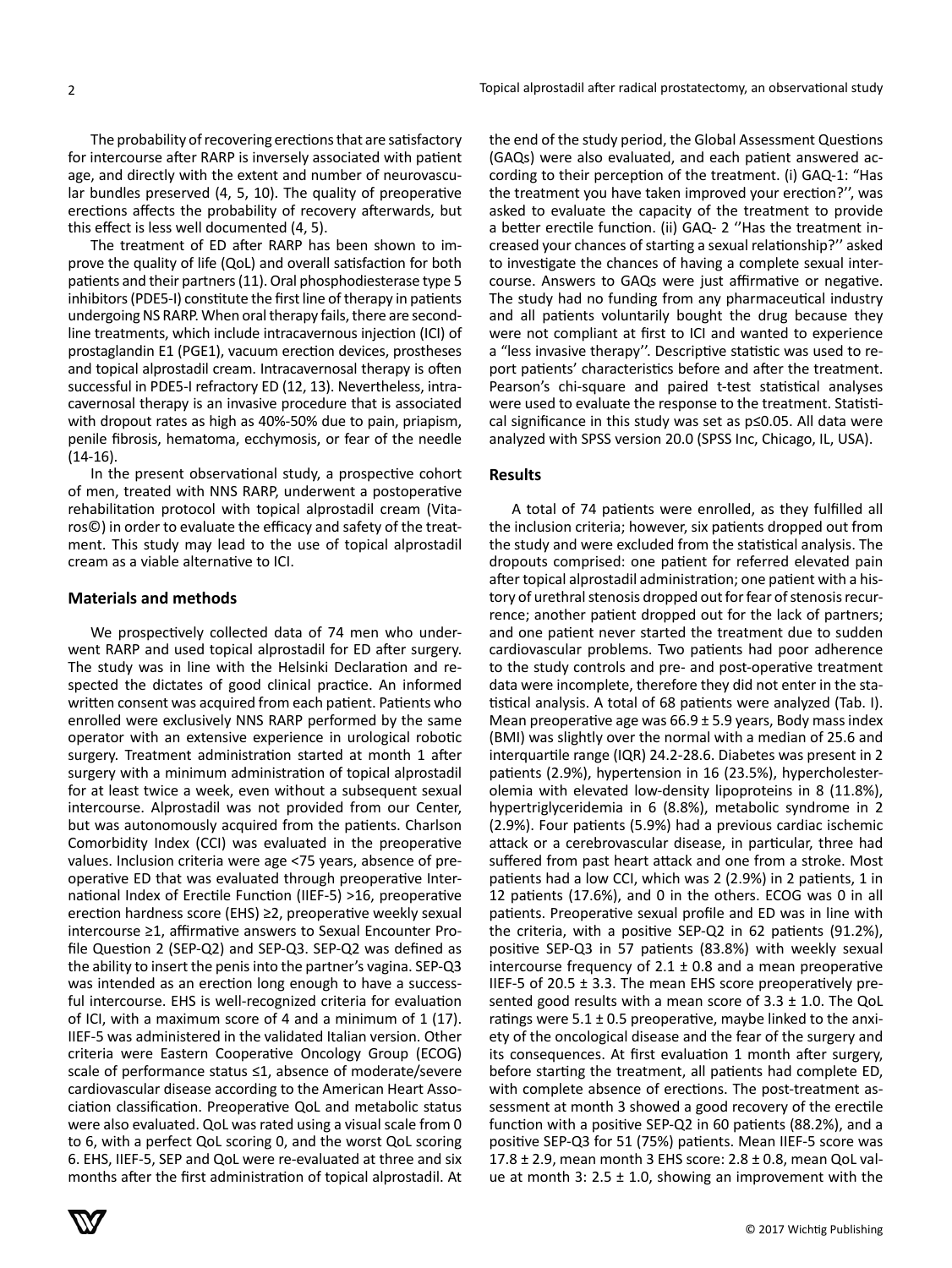The probability of recovering erections that are satisfactory for intercourse after RARP is inversely associated with patient age, and directly with the extent and number of neurovascular bundles preserved (4, 5, 10). The quality of preoperative erections affects the probability of recovery afterwards, but this effect is less well documented (4, 5).

The treatment of ED after RARP has been shown to improve the quality of life (QoL) and overall satisfaction for both patients and their partners (11). Oral phosphodiesterase type 5 inhibitors (PDE5-I) constitute the first line of therapy in patients undergoing NS RARP. When oral therapy fails, there are second-line treatments, which include intracavernous injection (ICI) of prostaglandin E1 (PGE1), vacuum erection devices, prostheses and topical alprostadil cream. Intracavernosal therapy is often successful in PDE5-I refractory ED (12, 13). Nevertheless, intracavernosal therapy is an invasive procedure that is associated with dropout rates as high as 40%-50% due to pain, priapism, penile fibrosis, hematoma, ecchymosis, or fear of the needle (14-16).

In the present observational study, a prospective cohort of men, treated with NNS RARP, underwent a postoperative rehabilitation protocol with topical alprostadil cream (Vitaros©) in order to evaluate the efficacy and safety of the treatment. This study may lead to the use of topical alprostadil cream as a viable alternative to ICI.

## Materials and methods

We prospectively collected data of 74 men who underwent RARP and used topical alprostadil for ED after surgery. The study was in line with the Helsinki Declaration and respected the dictates of good clinical practice. An informed written consent was acquired from each patient. Patients who enrolled were exclusively NNS RARP performed by the same operator with an extensive experience in urological robotic surgery. Treatment administration started at month 1 after surgery with a minimum administration of topical alprostadil for at least twice a week, even without a subsequent sexual intercourse. Alprostadil was not provided from our Center, but was autonomously acquired from the patients. Charlson Comorbidity Index (CCI) was evaluated in the preoperative values. Inclusion criteria were age <75 years, absence of preoperative ED that was evaluated through preoperative International Index of Erectile Function (IIEF-5) >16, preoperative erection hardness score (EHS) ≥2, preoperative weekly sexual intercourse ≥1, affirmative answers to Sexual Encounter Profile Question 2 (SEP-Q2) and SEP-Q3. SEP-Q2 was defined as the ability to insert the penis into the partner's vagina. SEP-Q3 was intended as an erection long enough to have a successful intercourse. EHS is well-recognized criteria for evaluation of ICI, with a maximum score of 4 and a minimum of 1 (17). IIEF-5 was administered in the validated Italian version. Other criteria were Eastern Cooperative Oncology Group (ECOG) scale of performance status ≤1, absence of moderate/severe cardiovascular disease according to the American Heart Association classification. Preoperative QoL and metabolic status were also evaluated. QoL was rated using a visual scale from 0 to 6, with a perfect QoL scoring 0, and the worst QoL scoring 6. EHS, IIEF-5, SEP and QoL were re-evaluated at three and six months after the first administration of topical alprostadil. At the end of the study period, the Global Assessment Questions (GAQs) were also evaluated, and each patient answered according to their perception of the treatment. (i) GAQ-1: "Has the treatment you have taken improved your erection?'', was asked to evaluate the capacity of the treatment to provide a better erectile function. (ii) GAQ- 2 ''Has the treatment increased your chances of starting a sexual relationship?'' asked to investigate the chances of having a complete sexual intercourse. Answers to GAQs were just affirmative or negative. The study had no funding from any pharmaceutical industry and all patients voluntarily bought the drug because they were not compliant at first to ICI and wanted to experience a "less invasive therapy''. Descriptive statistic was used to report patients' characteristics before and after the treatment. Pearson's chi-square and paired t-test statistical analyses were used to evaluate the response to the treatment. Statistical significance in this study was set as p≤0.05. All data were analyzed with SPSS version 20.0 (SPSS Inc, Chicago, IL, USA).

## Results

A total of 74 patients were enrolled, as they fulfilled all the inclusion criteria; however, six patients dropped out from the study and were excluded from the statistical analysis. The dropouts comprised: one patient for referred elevated pain after topical alprostadil administration; one patient with a history of urethral stenosis dropped out for fear of stenosis recurrence; another patient dropped out for the lack of partners; and one patient never started the treatment due to sudden cardiovascular problems. Two patients had poor adherence to the study controls and pre- and post-operative treatment data were incomplete, therefore they did not enter in the statistical analysis. A total of 68 patients were analyzed (Tab. I). Mean preoperative age was 66.9 ± 5.9 years, Body mass index (BMI) was slightly over the normal with a median of 25.6 and interquartile range (IQR) 24.2-28.6. Diabetes was present in 2 patients (2.9%), hypertension in 16 (23.5%), hypercholesterolemia with elevated low-density lipoproteins in 8 (11.8%), hypertriglyceridemia in 6 (8.8%), metabolic syndrome in 2 (2.9%). Four patients (5.9%) had a previous cardiac ischemic attack or a cerebrovascular disease, in particular, three had suffered from past heart attack and one from a stroke. Most patients had a low CCI, which was 2 (2.9%) in 2 patients, 1 in 12 patients (17.6%), and 0 in the others. ECOG was 0 in all patients. Preoperative sexual profile and ED was in line with the criteria, with a positive SEP-Q2 in 62 patients (91.2%), positive SEP-Q3 in 57 patients (83.8%) with weekly sexual intercourse frequency of 2.1 ± 0.8 and a mean preoperative IIEF-5 of 20.5 ± 3.3. The mean EHS score preoperatively presented good results with a mean score of 3.3 ± 1.0. The QoL ratings were 5.1 ± 0.5 preoperative, maybe linked to the anxiety of the oncological disease and the fear of the surgery and its consequences. At first evaluation 1 month after surgery, before starting the treatment, all patients had complete ED, with complete absence of erections. The post-treatment assessment at month 3 showed a good recovery of the erectile function with a positive SEP-Q2 in 60 patients (88.2%), and a positive SEP-Q3 for 51 (75%) patients. Mean IIEF-5 score was 17.8 ± 2.9, mean month 3 EHS score: 2.8 ± 0.8, mean QoL value at month 3: 2.5 ± 1.0, showing an improvement with the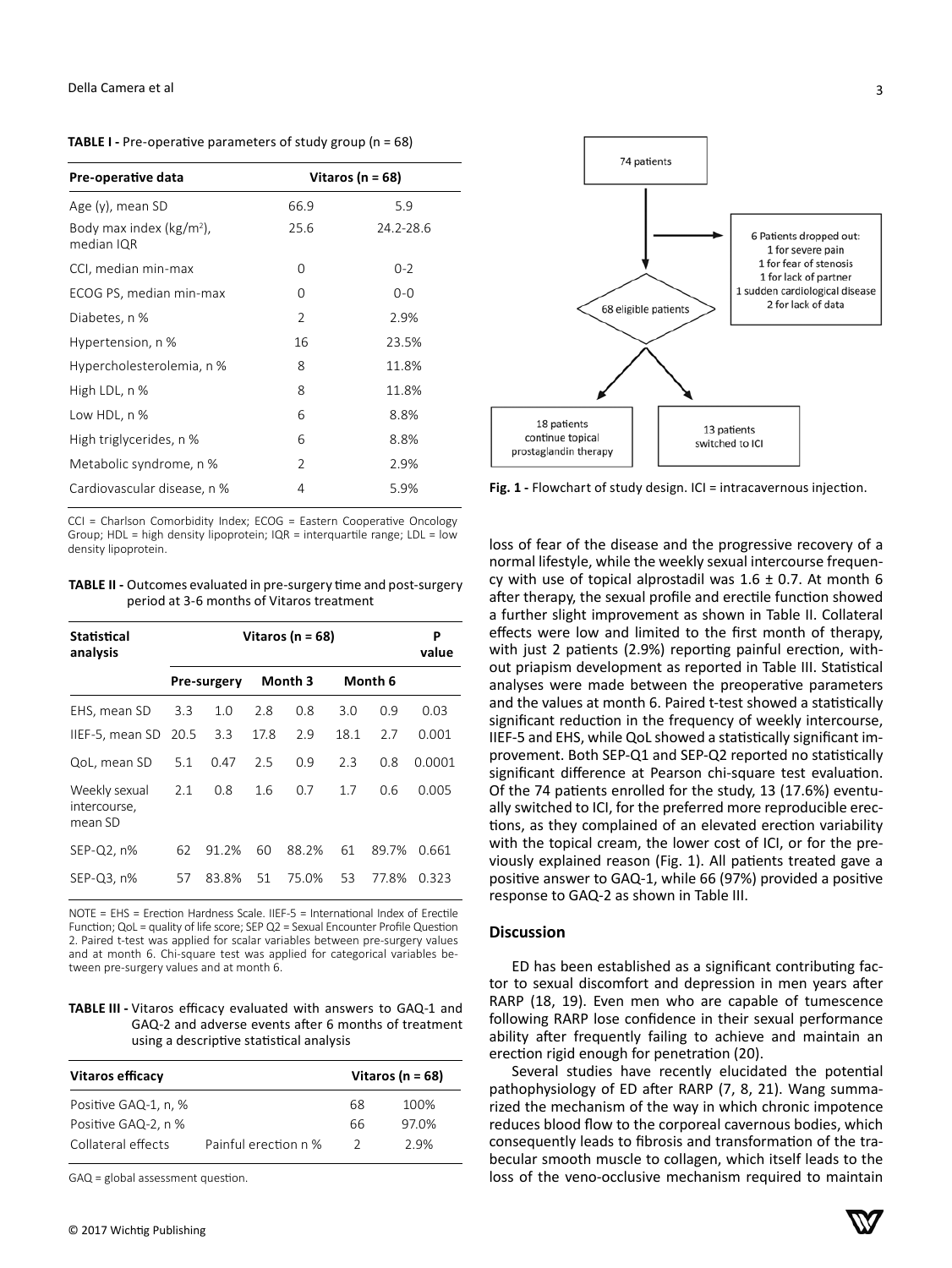**TABLE I -** Pre-operative parameters of study group (n = 68)

| Pre-operative data | Vitaros (n = 68) | |
|---|---|---|
| Age (y), mean SD | 66.9 | 5.9 |
| Body max index (kg/m$^2$), median IQR | 25.6 | 24.2-28.6 |
| CCI, median min-max | 0 | 0-2 |
| ECOG PS, median min-max | 0 | 0-0 |
| Diabetes, n % | 2 | 2.9% |
| Hypertension, n % | 16 | 23.5% |
| Hypercholesterolemia, n % | 8 | 11.8% |
| High LDL, n % | 8 | 11.8% |
| Low HDL, n % | 6 | 8.8% |
| High triglycerides, n % | 6 | 8.8% |
| Metabolic syndrome, n % | 2 | 2.9% |
| Cardiovascular disease, n % | 4 | 5.9% |

CCI = Charlson Comorbidity Index; ECOG = Eastern Cooperative Oncology Group; HDL = high density lipoprotein; IQR = interquartile range; LDL = low density lipoprotein.

**TABLE II -** Outcomes evaluated in pre-surgery time and post-surgery period at 3-6 months of Vitaros treatment

| Statistical analysis | Vitaros (n = 68) | | | | | | P value |
|---|---|---|---|---|---|---|---|
| | Pre-surgery | | Month 3 | | Month 6 | | |
| EHS, mean SD | 3.3 | 1.0 | 2.8 | 0.8 | 3.0 | 0.9 | 0.03 |
| IIEF-5, mean SD | 20.5 | 3.3 | 17.8 | 2.9 | 18.1 | 2.7 | 0.001 |
| QoL, mean SD | 5.1 | 0.47 | 2.5 | 0.9 | 2.3 | 0.8 | 0.0001 |
| Weekly sexual intercourse, mean SD | 2.1 | 0.8 | 1.6 | 0.7 | 1.7 | 0.6 | 0.005 |
| SEP-Q2, n% | 62 | 91.2% | 60 | 88.2% | 61 | 89.7% | 0.661 |
| SEP-Q3, n% | 57 | 83.8% | 51 | 75.0% | 53 | 77.8% | 0.323 |

NOTE = EHS = Erection Hardness Scale. IIEF-5 = International Index of Erectile Function; QoL = quality of life score; SEP Q2 = Sexual Encounter Profile Question 2. Paired t-test was applied for scalar variables between pre-surgery values and at month 6. Chi-square test was applied for categorical variables between pre-surgery values and at month 6.

**TABLE III -** Vitaros efficacy evaluated with answers to GAQ-1 and GAQ-2 and adverse events after 6 months of treatment using a descriptive statistical analysis

| Vitaros efficacy | | Vitaros (n = 68) | |
|---|---|---|---|
| Positive GAQ-1, n, % | | 68 | 100% |
| Positive GAQ-2, n % | | 66 | 97.0% |
| Collateral effects | Painful erection n % | 2 | 2.9% |

GAQ = global assessment question.

**Fig. 1 -** Flowchart of study design. ICI = intracavernous injection.

loss of fear of the disease and the progressive recovery of a normal lifestyle, while the weekly sexual intercourse frequency with use of topical alprostadil was 1.6 ± 0.7. At month 6 after therapy, the sexual profile and erectile function showed a further slight improvement as shown in Table II. Collateral effects were low and limited to the first month of therapy, with just 2 patients (2.9%) reporting painful erection, without priapism development as reported in Table III. Statistical analyses were made between the preoperative parameters and the values at month 6. Paired t-test showed a statistically significant reduction in the frequency of weekly intercourse, IIEF-5 and EHS, while QoL showed a statistically significant improvement. Both SEP-Q1 and SEP-Q2 reported no statistically significant difference at Pearson chi-square test evaluation. Of the 74 patients enrolled for the study, 13 (17.6%) eventually switched to ICI, for the preferred more reproducible erections, as they complained of an elevated erection variability with the topical cream, the lower cost of ICI, or for the previously explained reason (Fig. 1). All patients treated gave a positive answer to GAQ-1, while 66 (97%) provided a positive response to GAQ-2 as shown in Table III.

## Discussion

ED has been established as a significant contributing factor to sexual discomfort and depression in men years after RARP (18, 19). Even men who are capable of tumescence following RARP lose confidence in their sexual performance ability after frequently failing to achieve and maintain an erection rigid enough for penetration (20).

Several studies have recently elucidated the potential pathophysiology of ED after RARP (7, 8, 21). Wang summarized the mechanism of the way in which chronic impotence reduces blood flow to the corporeal cavernous bodies, which consequently leads to fibrosis and transformation of the trabecular smooth muscle to collagen, which itself leads to the loss of the veno-occlusive mechanism required to maintain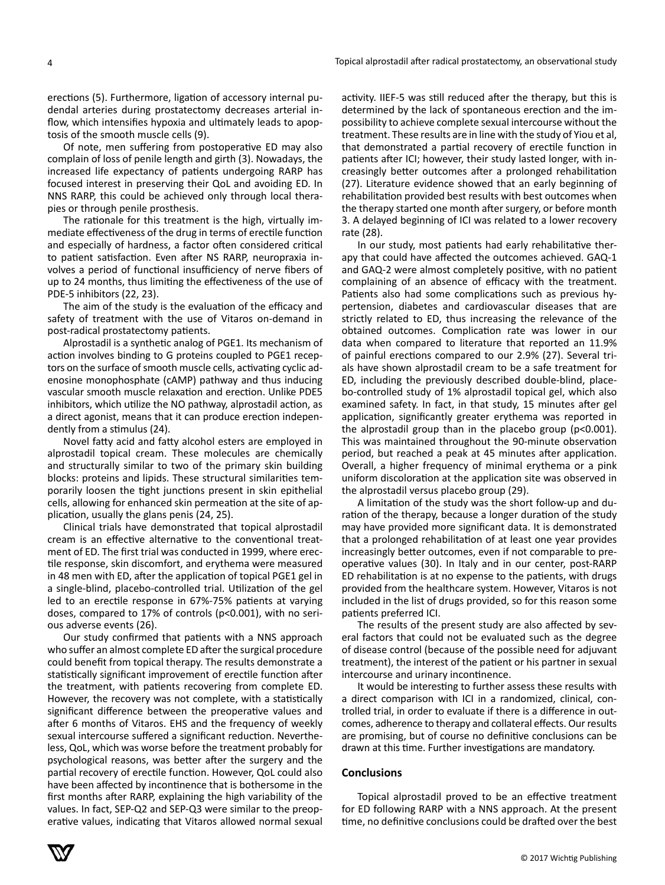erections (5). Furthermore, ligation of accessory internal pudendal arteries during prostatectomy decreases arterial inflow, which intensifies hypoxia and ultimately leads to apoptosis of the smooth muscle cells (9).

Of note, men suffering from postoperative ED may also complain of loss of penile length and girth (3). Nowadays, the increased life expectancy of patients undergoing RARP has focused interest in preserving their QoL and avoiding ED. In NNS RARP, this could be achieved only through local therapies or through penile prosthesis.

The rationale for this treatment is the high, virtually immediate effectiveness of the drug in terms of erectile function and especially of hardness, a factor often considered critical to patient satisfaction. Even after NS RARP, neuropraxia involves a period of functional insufficiency of nerve fibers of up to 24 months, thus limiting the effectiveness of the use of PDE-5 inhibitors (22, 23).

The aim of the study is the evaluation of the efficacy and safety of treatment with the use of Vitaros on-demand in post-radical prostatectomy patients.

Alprostadil is a synthetic analog of PGE1. Its mechanism of action involves binding to G proteins coupled to PGE1 receptors on the surface of smooth muscle cells, activating cyclic adenosine monophosphate (cAMP) pathway and thus inducing vascular smooth muscle relaxation and erection. Unlike PDE5 inhibitors, which utilize the NO pathway, alprostadil action, as a direct agonist, means that it can produce erection independently from a stimulus (24).

Novel fatty acid and fatty alcohol esters are employed in alprostadil topical cream. These molecules are chemically and structurally similar to two of the primary skin building blocks: proteins and lipids. These structural similarities temporarily loosen the tight junctions present in skin epithelial cells, allowing for enhanced skin permeation at the site of application, usually the glans penis (24, 25).

Clinical trials have demonstrated that topical alprostadil cream is an effective alternative to the conventional treatment of ED. The first trial was conducted in 1999, where erectile response, skin discomfort, and erythema were measured in 48 men with ED, after the application of topical PGE1 gel in a single-blind, placebo-controlled trial. Utilization of the gel led to an erectile response in 67%-75% patients at varying doses, compared to 17% of controls ($p<0.001$), with no serious adverse events (26).

Our study confirmed that patients with a NNS approach who suffer an almost complete ED after the surgical procedure could benefit from topical therapy. The results demonstrate a statistically significant improvement of erectile function after the treatment, with patients recovering from complete ED. However, the recovery was not complete, with a statistically significant difference between the preoperative values and after 6 months of Vitaros. EHS and the frequency of weekly sexual intercourse suffered a significant reduction. Nevertheless, QoL, which was worse before the treatment probably for psychological reasons, was better after the surgery and the partial recovery of erectile function. However, QoL could also have been affected by incontinence that is bothersome in the first months after RARP, explaining the high variability of the values. In fact, SEP-Q2 and SEP-Q3 were similar to the preoperative values, indicating that Vitaros allowed normal sexual activity. IIEF-5 was still reduced after the therapy, but this is determined by the lack of spontaneous erection and the impossibility to achieve complete sexual intercourse without the treatment. These results are in line with the study of Yiou et al, that demonstrated a partial recovery of erectile function in patients after ICI; however, their study lasted longer, with increasingly better outcomes after a prolonged rehabilitation (27). Literature evidence showed that an early beginning of rehabilitation provided best results with best outcomes when the therapy started one month after surgery, or before month 3. A delayed beginning of ICI was related to a lower recovery rate (28).

In our study, most patients had early rehabilitative therapy that could have affected the outcomes achieved. GAQ-1 and GAQ-2 were almost completely positive, with no patient complaining of an absence of efficacy with the treatment. Patients also had some complications such as previous hypertension, diabetes and cardiovascular diseases that are strictly related to ED, thus increasing the relevance of the obtained outcomes. Complication rate was lower in our data when compared to literature that reported an 11.9% of painful erections compared to our 2.9% (27). Several trials have shown alprostadil cream to be a safe treatment for ED, including the previously described double-blind, placebo-controlled study of 1% alprostadil topical gel, which also examined safety. In fact, in that study, 15 minutes after gel application, significantly greater erythema was reported in the alprostadil group than in the placebo group ($p<0.001$). This was maintained throughout the 90-minute observation period, but reached a peak at 45 minutes after application. Overall, a higher frequency of minimal erythema or a pink uniform discoloration at the application site was observed in the alprostadil versus placebo group (29).

A limitation of the study was the short follow-up and duration of the therapy, because a longer duration of the study may have provided more significant data. It is demonstrated that a prolonged rehabilitation of at least one year provides increasingly better outcomes, even if not comparable to preoperative values (30). In Italy and in our center, post-RARP ED rehabilitation is at no expense to the patients, with drugs provided from the healthcare system. However, Vitaros is not included in the list of drugs provided, so for this reason some patients preferred ICI.

The results of the present study are also affected by several factors that could not be evaluated such as the degree of disease control (because of the possible need for adjuvant treatment), the interest of the patient or his partner in sexual intercourse and urinary incontinence.

It would be interesting to further assess these results with a direct comparison with ICI in a randomized, clinical, controlled trial, in order to evaluate if there is a difference in outcomes, adherence to therapy and collateral effects. Our results are promising, but of course no definitive conclusions can be drawn at this time. Further investigations are mandatory.

## Conclusions

Topical alprostadil proved to be an effective treatment for ED following RARP with a NNS approach. At the present time, no definitive conclusions could be drafted over the best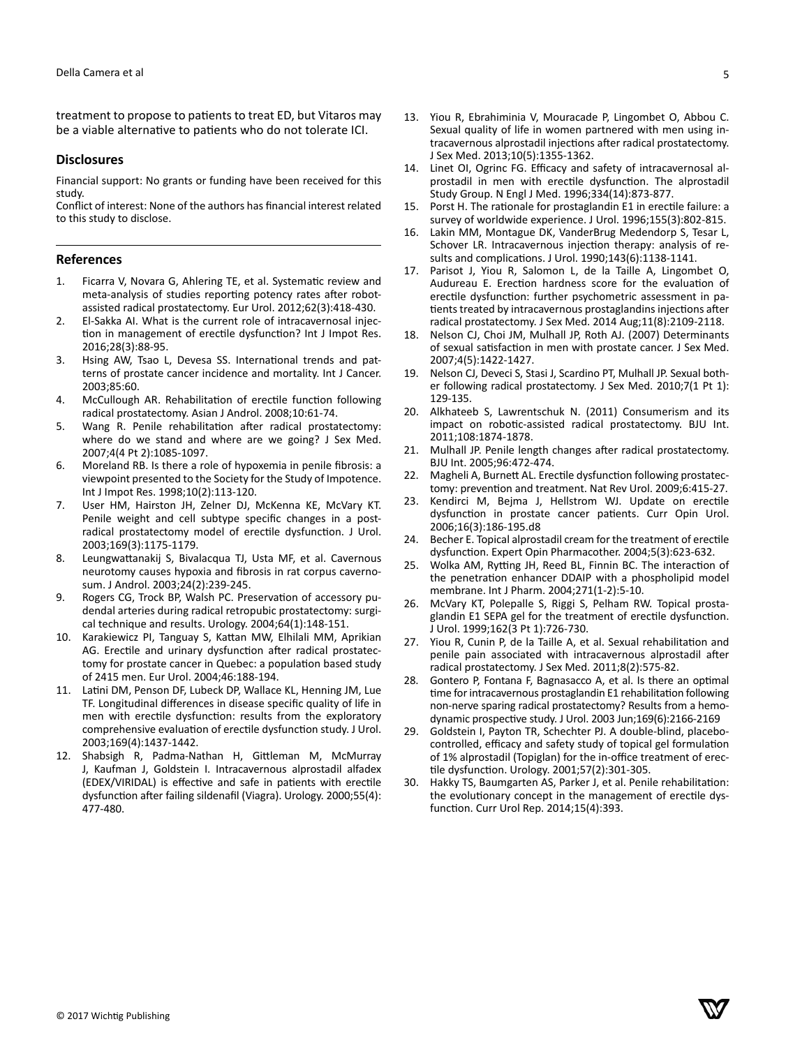treatment to propose to patients to treat ED, but Vitaros may be a viable alternative to patients who do not tolerate ICI.

## Disclosures

Financial support: No grants or funding have been received for this study.
Conflict of interest: None of the authors has financial interest related to this study to disclose.

## References

1. Ficarra V, Novara G, Ahlering TE, et al. Systematic review and meta-analysis of studies reporting potency rates after robot-assisted radical prostatectomy. Eur Urol. 2012;62(3):418-430.
2. El-Sakka AI. What is the current role of intracavernosal injection in management of erectile dysfunction? Int J Impot Res. 2016;28(3):88-95.
3. Hsing AW, Tsao L, Devesa SS. International trends and patterns of prostate cancer incidence and mortality. Int J Cancer. 2003;85:60.
4. McCullough AR. Rehabilitation of erectile function following radical prostatectomy. Asian J Androl. 2008;10:61-74.
5. Wang R. Penile rehabilitation after radical prostatectomy: where do we stand and where are we going? J Sex Med. 2007;4(4 Pt 2):1085-1097.
6. Moreland RB. Is there a role of hypoxemia in penile fibrosis: a viewpoint presented to the Society for the Study of Impotence. Int J Impot Res. 1998;10(2):113-120.
7. User HM, Hairston JH, Zelner DJ, McKenna KE, McVary KT. Penile weight and cell subtype specific changes in a post-radical prostatectomy model of erectile dysfunction. J Urol. 2003;169(3):1175-1179.
8. Leungwattanakij S, Bivalacqua TJ, Usta MF, et al. Cavernous neurotomy causes hypoxia and fibrosis in rat corpus cavernosum. J Androl. 2003;24(2):239-245.
9. Rogers CG, Trock BP, Walsh PC. Preservation of accessory pudendal arteries during radical retropubic prostatectomy: surgical technique and results. Urology. 2004;64(1):148-151.
10. Karakiewicz PI, Tanguay S, Kattan MW, Elhilali MM, Aprikian AG. Erectile and urinary dysfunction after radical prostatectomy for prostate cancer in Quebec: a population based study of 2415 men. Eur Urol. 2004;46:188-194.
11. Latini DM, Penson DF, Lubeck DP, Wallace KL, Henning JM, Lue TF. Longitudinal differences in disease specific quality of life in men with erectile dysfunction: results from the exploratory comprehensive evaluation of erectile dysfunction study. J Urol. 2003;169(4):1437-1442.
12. Shabsigh R, Padma-Nathan H, Gittleman M, McMurray J, Kaufman J, Goldstein I. Intracavernous alprostadil alfadex (EDEX/VIRIDAL) is effective and safe in patients with erectile dysfunction after failing sildenafil (Viagra). Urology. 2000;55(4): 477-480.
13. Yiou R, Ebrahiminia V, Mouracade P, Lingombet O, Abbou C. Sexual quality of life in women partnered with men using intracavernous alprostadil injections after radical prostatectomy. J Sex Med. 2013;10(5):1355-1362.
14. Linet OI, Ogrinc FG. Efficacy and safety of intracavernosal alprostadil in men with erectile dysfunction. The alprostadil Study Group. N Engl J Med. 1996;334(14):873-877.
15. Porst H. The rationale for prostaglandin E1 in erectile failure: a survey of worldwide experience. J Urol. 1996;155(3):802-815.
16. Lakin MM, Montague DK, VanderBrug Medendorp S, Tesar L, Schover LR. Intracavernous injection therapy: analysis of results and complications. J Urol. 1990;143(6):1138-1141.
17. Parisot J, Yiou R, Salomon L, de la Taille A, Lingombet O, Audureau E. Erection hardness score for the evaluation of erectile dysfunction: further psychometric assessment in patients treated by intracavernous prostaglandins injections after radical prostatectomy. J Sex Med. 2014 Aug;11(8):2109-2118.
18. Nelson CJ, Choi JM, Mulhall JP, Roth AJ. (2007) Determinants of sexual satisfaction in men with prostate cancer. J Sex Med. 2007;4(5):1422-1427.
19. Nelson CJ, Deveci S, Stasi J, Scardino PT, Mulhall JP. Sexual bother following radical prostatectomy. J Sex Med. 2010;7(1 Pt 1): 129-135.
20. Alkhateeb S, Lawrentschuk N. (2011) Consumerism and its impact on robotic-assisted radical prostatectomy. BJU Int. 2011;108:1874-1878.
21. Mulhall JP. Penile length changes after radical prostatectomy. BJU Int. 2005;96:472-474.
22. Magheli A, Burnett AL. Erectile dysfunction following prostatectomy: prevention and treatment. Nat Rev Urol. 2009;6:415-27.
23. Kendirci M, Bejma J, Hellstrom WJ. Update on erectile dysfunction in prostate cancer patients. Curr Opin Urol. 2006;16(3):186-195.d8
24. Becher E. Topical alprostadil cream for the treatment of erectile dysfunction. Expert Opin Pharmacother. 2004;5(3):623-632.
25. Wolka AM, Rytting JH, Reed BL, Finnin BC. The interaction of the penetration enhancer DDAIP with a phospholipid model membrane. Int J Pharm. 2004;271(1-2):5-10.
26. McVary KT, Polepalle S, Riggi S, Pelham RW. Topical prostaglandin E1 SEPA gel for the treatment of erectile dysfunction. J Urol. 1999;162(3 Pt 1):726-730.
27. Yiou R, Cunin P, de la Taille A, et al. Sexual rehabilitation and penile pain associated with intracavernous alprostadil after radical prostatectomy. J Sex Med. 2011;8(2):575-82.
28. Gontero P, Fontana F, Bagnasacco A, et al. Is there an optimal time for intracavernous prostaglandin E1 rehabilitation following non-nerve sparing radical prostatectomy? Results from a hemodynamic prospective study. J Urol. 2003 Jun;169(6):2166-2169
29. Goldstein I, Payton TR, Schechter PJ. A double-blind, placebo-controlled, efficacy and safety study of topical gel formulation of 1% alprostadil (Topiglan) for the in-office treatment of erectile dysfunction. Urology. 2001;57(2):301-305.
30. Hakky TS, Baumgarten AS, Parker J, et al. Penile rehabilitation: the evolutionary concept in the management of erectile dysfunction. Curr Urol Rep. 2014;15(4):393.